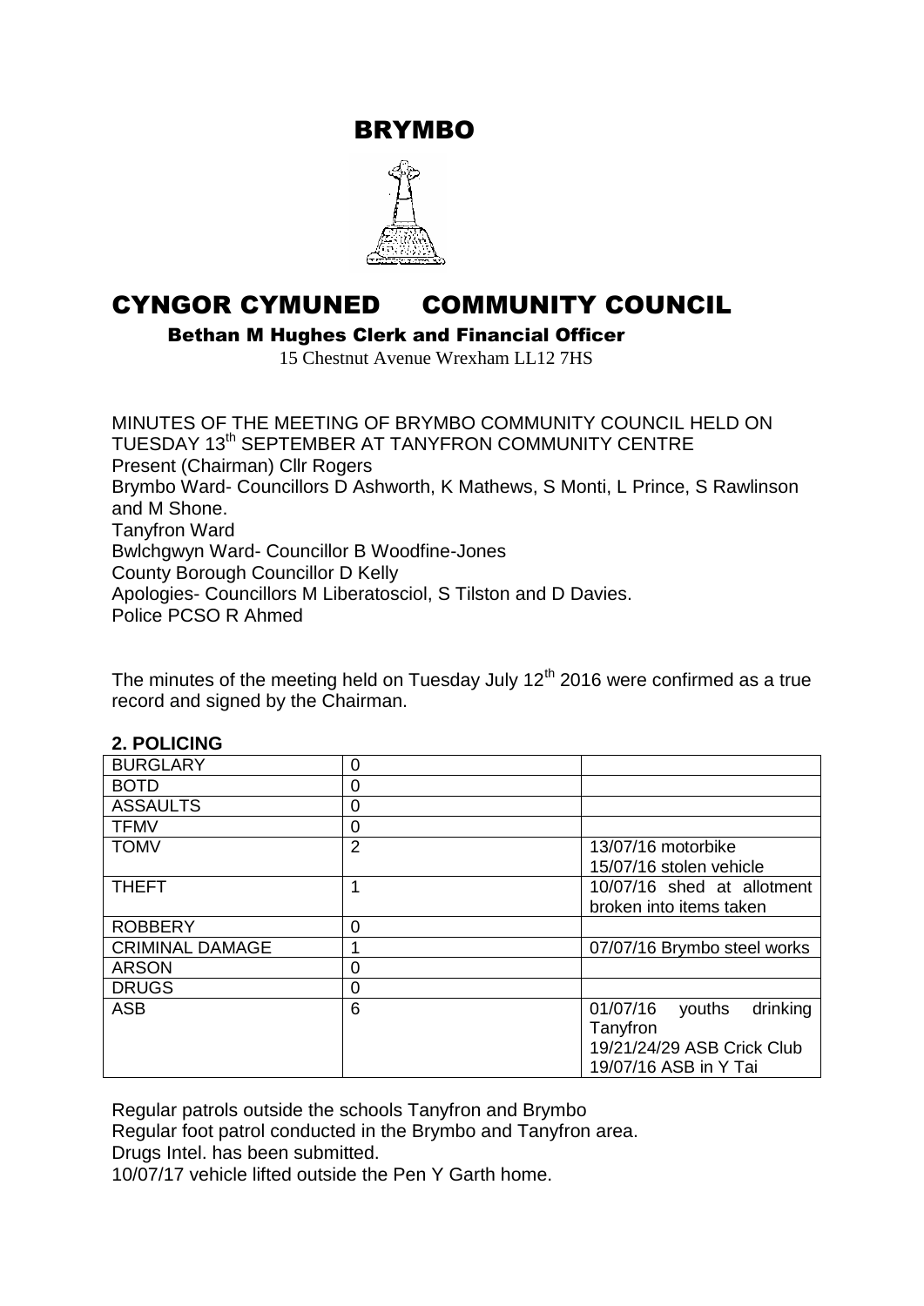# BRYMBO

# CYNGOR CYMUNED COMMUNITY COUNCIL

**Bethan M Hughes Clerk and Financial Officer**

15 Chestnut Avenue Wrexham LL12 7HS

MINUTES OF THE MEETING OF BRYMBO COMMUNITY COUNCIL HELD ON TUESDAY 13th SEPTEMBER AT TANYFRON COMMUNITY CENTRE
Present (Chairman) Cllr Rogers
Brymbo Ward- Councillors D Ashworth, K Mathews, S Monti, L Prince, S Rawlinson and M Shone.
Tanyfron Ward
Bwlchgwyn Ward- Councillor B Woodfine-Jones
County Borough Councillor D Kelly
Apologies- Councillors M Liberatosciol, S Tilston and D Davies.
Police PCSO R Ahmed

The minutes of the meeting held on Tuesday July 12th 2016 were confirmed as a true record and signed by the Chairman.

**2. POLICING**

| | | |
|---|---|---|
| BURGLARY | 0 | |
| BOTD | 0 | |
| ASSAULTS | 0 | |
| TFMV | 0 | |
| TOMV | 2 | 13/07/16 motorbike<br>15/07/16 stolen vehicle |
| THEFT | 1 | 10/07/16 shed at allotment broken into items taken |
| ROBBERY | 0 | |
| CRIMINAL DAMAGE | 1 | 07/07/16 Brymbo steel works |
| ARSON | 0 | |
| DRUGS | 0 | |
| ASB | 6 | 01/07/16 youths drinking Tanyfron<br>19/21/24/29 ASB Crick Club<br>19/07/16 ASB in Y Tai |

Regular patrols outside the schools Tanyfron and Brymbo
Regular foot patrol conducted in the Brymbo and Tanyfron area.
Drugs Intel. has been submitted.
10/07/17 vehicle lifted outside the Pen Y Garth home.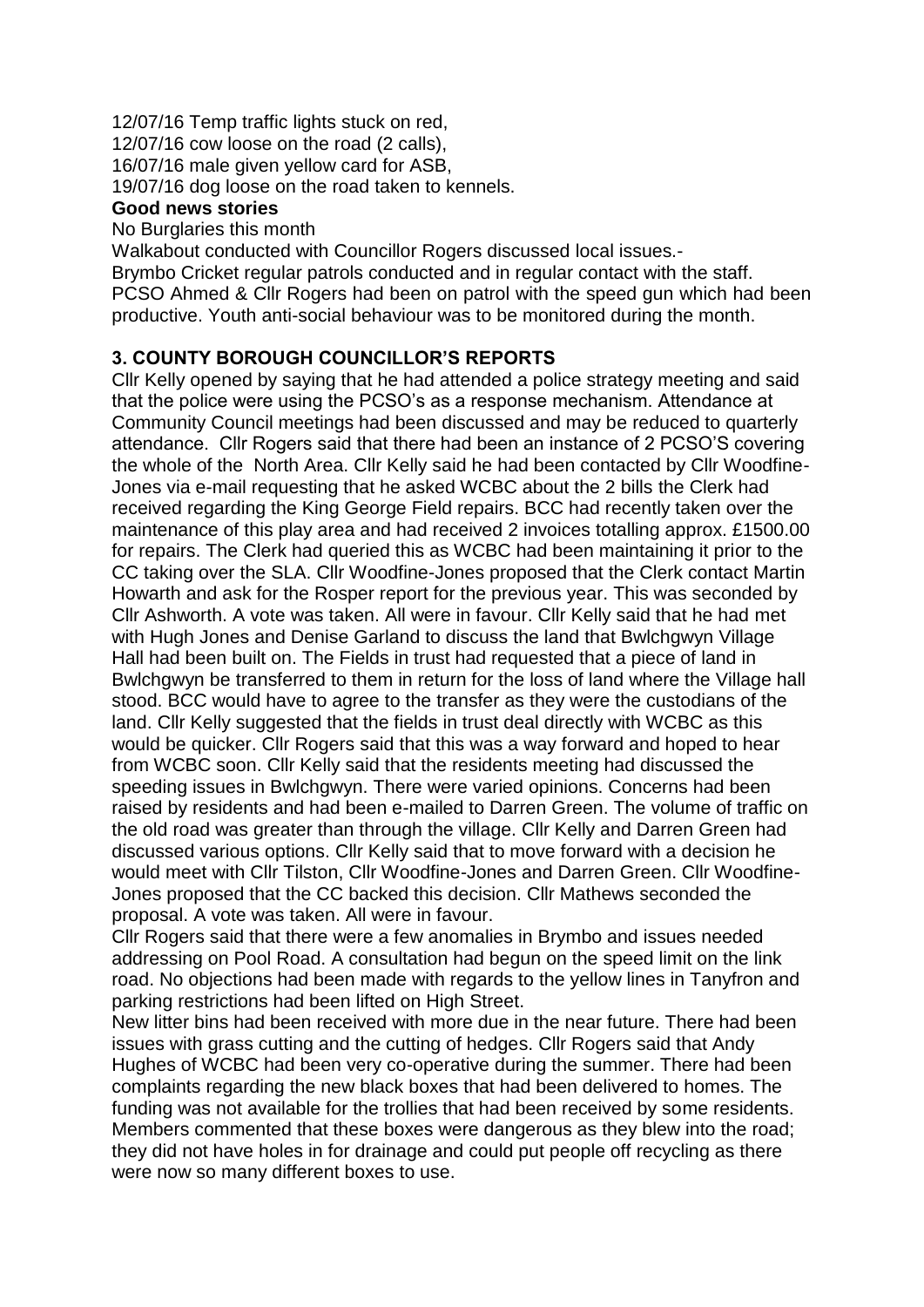12/07/16 Temp traffic lights stuck on red,
12/07/16 cow loose on the road (2 calls),
16/07/16 male given yellow card for ASB,
19/07/16 dog loose on the road taken to kennels.

**Good news stories**

No Burglaries this month

Walkabout conducted with Councillor Rogers discussed local issues.-

Brymbo Cricket regular patrols conducted and in regular contact with the staff.

PCSO Ahmed & Cllr Rogers had been on patrol with the speed gun which had been productive. Youth anti-social behaviour was to be monitored during the month.

## 3. COUNTY BOROUGH COUNCILLOR'S REPORTS

Cllr Kelly opened by saying that he had attended a police strategy meeting and said that the police were using the PCSO's as a response mechanism. Attendance at Community Council meetings had been discussed and may be reduced to quarterly attendance. Cllr Rogers said that there had been an instance of 2 PCSO'S covering the whole of the North Area. Cllr Kelly said he had been contacted by Cllr Woodfine-Jones via e-mail requesting that he asked WCBC about the 2 bills the Clerk had received regarding the King George Field repairs. BCC had recently taken over the maintenance of this play area and had received 2 invoices totalling approx. £1500.00 for repairs. The Clerk had queried this as WCBC had been maintaining it prior to the CC taking over the SLA. Cllr Woodfine-Jones proposed that the Clerk contact Martin Howarth and ask for the Rosper report for the previous year. This was seconded by Cllr Ashworth. A vote was taken. All were in favour. Cllr Kelly said that he had met with Hugh Jones and Denise Garland to discuss the land that Bwlchgwyn Village Hall had been built on. The Fields in trust had requested that a piece of land in Bwlchgwyn be transferred to them in return for the loss of land where the Village hall stood. BCC would have to agree to the transfer as they were the custodians of the land. Cllr Kelly suggested that the fields in trust deal directly with WCBC as this would be quicker. Cllr Rogers said that this was a way forward and hoped to hear from WCBC soon. Cllr Kelly said that the residents meeting had discussed the speeding issues in Bwlchgwyn. There were varied opinions. Concerns had been raised by residents and had been e-mailed to Darren Green. The volume of traffic on the old road was greater than through the village. Cllr Kelly and Darren Green had discussed various options. Cllr Kelly said that to move forward with a decision he would meet with Cllr Tilston, Cllr Woodfine-Jones and Darren Green. Cllr Woodfine-Jones proposed that the CC backed this decision. Cllr Mathews seconded the proposal. A vote was taken. All were in favour.

Cllr Rogers said that there were a few anomalies in Brymbo and issues needed addressing on Pool Road. A consultation had begun on the speed limit on the link road. No objections had been made with regards to the yellow lines in Tanyfron and parking restrictions had been lifted on High Street.

New litter bins had been received with more due in the near future. There had been issues with grass cutting and the cutting of hedges. Cllr Rogers said that Andy Hughes of WCBC had been very co-operative during the summer. There had been complaints regarding the new black boxes that had been delivered to homes. The funding was not available for the trollies that had been received by some residents. Members commented that these boxes were dangerous as they blew into the road; they did not have holes in for drainage and could put people off recycling as there were now so many different boxes to use.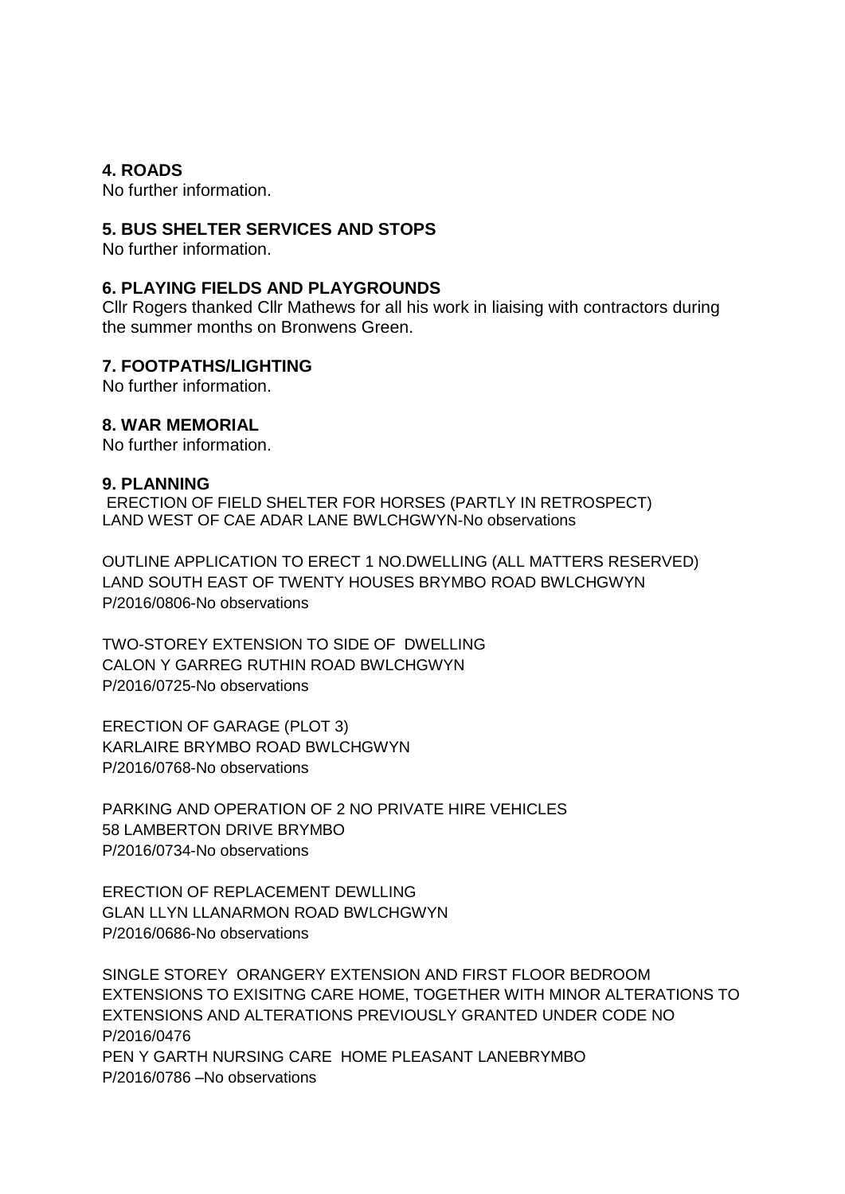**4. ROADS**

No further information.

**5. BUS SHELTER SERVICES AND STOPS**

No further information.

**6. PLAYING FIELDS AND PLAYGROUNDS**

Cllr Rogers thanked Cllr Mathews for all his work in liaising with contractors during the summer months on Bronwens Green.

**7. FOOTPATHS/LIGHTING**

No further information.

**8. WAR MEMORIAL**

No further information.

**9. PLANNING**

ERECTION OF FIELD SHELTER FOR HORSES (PARTLY IN RETROSPECT)
LAND WEST OF CAE ADAR LANE BWLCHGWYN-No observations

OUTLINE APPLICATION TO ERECT 1 NO.DWELLING (ALL MATTERS RESERVED)
LAND SOUTH EAST OF TWENTY HOUSES BRYMBO ROAD BWLCHGWYN
P/2016/0806-No observations

TWO-STOREY EXTENSION TO SIDE OF DWELLING
CALON Y GARREG RUTHIN ROAD BWLCHGWYN
P/2016/0725-No observations

ERECTION OF GARAGE (PLOT 3)
KARLAIRE BRYMBO ROAD BWLCHGWYN
P/2016/0768-No observations

PARKING AND OPERATION OF 2 NO PRIVATE HIRE VEHICLES
58 LAMBERTON DRIVE BRYMBO
P/2016/0734-No observations

ERECTION OF REPLACEMENT DEWLLING
GLAN LLYN LLANARMON ROAD BWLCHGWYN
P/2016/0686-No observations

SINGLE STOREY ORANGERY EXTENSION AND FIRST FLOOR BEDROOM EXTENSIONS TO EXISITNG CARE HOME, TOGETHER WITH MINOR ALTERATIONS TO EXTENSIONS AND ALTERATIONS PREVIOUSLY GRANTED UNDER CODE NO P/2016/0476
PEN Y GARTH NURSING CARE HOME PLEASANT LANEBRYMBO
P/2016/0786 –No observations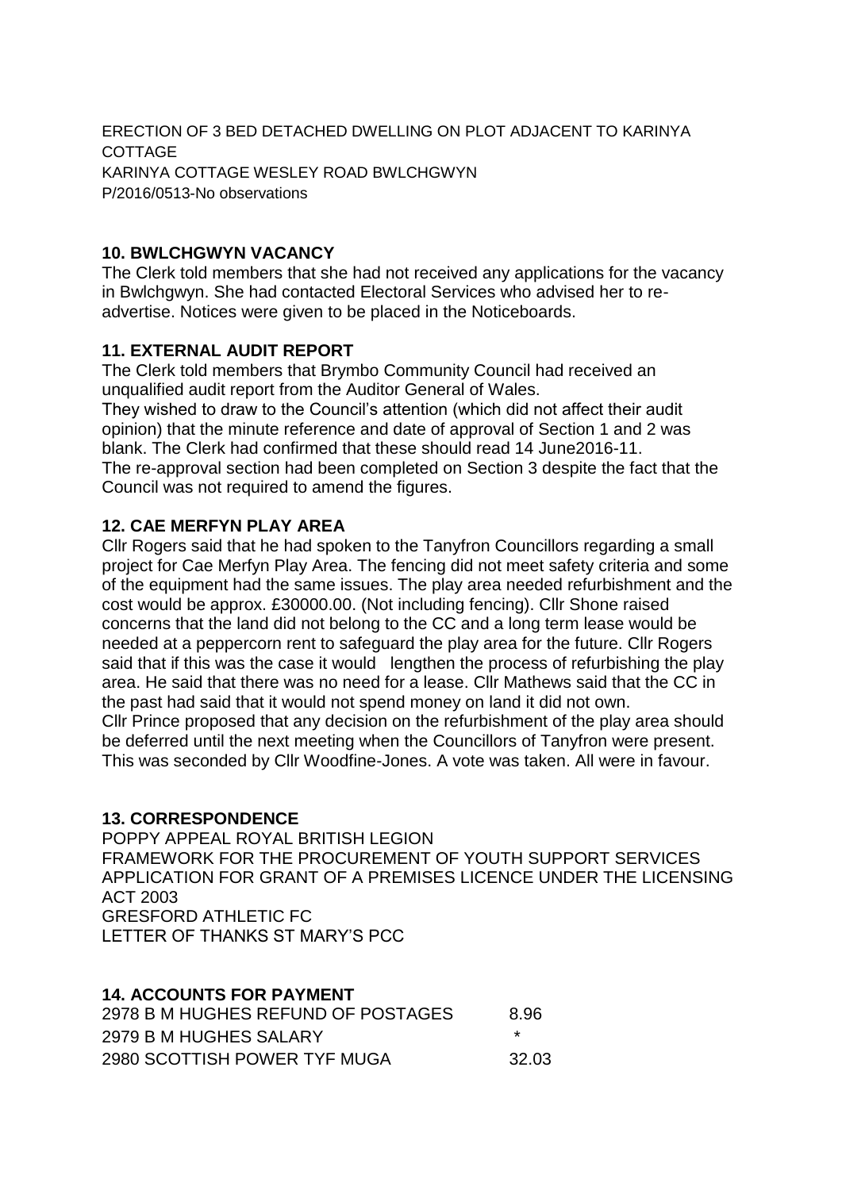ERECTION OF 3 BED DETACHED DWELLING ON PLOT ADJACENT TO KARINYA COTTAGE
KARINYA COTTAGE WESLEY ROAD BWLCHGWYN
P/2016/0513-No observations

**10. BWLCHGWYN VACANCY**

The Clerk told members that she had not received any applications for the vacancy in Bwlchgwyn. She had contacted Electoral Services who advised her to re-advertise. Notices were given to be placed in the Noticeboards.

**11. EXTERNAL AUDIT REPORT**

The Clerk told members that Brymbo Community Council had received an unqualified audit report from the Auditor General of Wales.
They wished to draw to the Council's attention (which did not affect their audit opinion) that the minute reference and date of approval of Section 1 and 2 was blank. The Clerk had confirmed that these should read 14 June2016-11.
The re-approval section had been completed on Section 3 despite the fact that the Council was not required to amend the figures.

**12. CAE MERFYN PLAY AREA**

Cllr Rogers said that he had spoken to the Tanyfron Councillors regarding a small project for Cae Merfyn Play Area. The fencing did not meet safety criteria and some of the equipment had the same issues. The play area needed refurbishment and the cost would be approx. £30000.00. (Not including fencing). Cllr Shone raised concerns that the land did not belong to the CC and a long term lease would be needed at a peppercorn rent to safeguard the play area for the future. Cllr Rogers said that if this was the case it would lengthen the process of refurbishing the play area. He said that there was no need for a lease. Cllr Mathews said that the CC in the past had said that it would not spend money on land it did not own.
Cllr Prince proposed that any decision on the refurbishment of the play area should be deferred until the next meeting when the Councillors of Tanyfron were present. This was seconded by Cllr Woodfine-Jones. A vote was taken. All were in favour.

**13. CORRESPONDENCE**

POPPY APPEAL ROYAL BRITISH LEGION
FRAMEWORK FOR THE PROCUREMENT OF YOUTH SUPPORT SERVICES
APPLICATION FOR GRANT OF A PREMISES LICENCE UNDER THE LICENSING ACT 2003
GRESFORD ATHLETIC FC
LETTER OF THANKS ST MARY'S PCC

**14. ACCOUNTS FOR PAYMENT**

| | |
|---|---|
| 2978 B M HUGHES REFUND OF POSTAGES | 8.96 |
| 2979 B M HUGHES SALARY | * |
| 2980 SCOTTISH POWER TYF MUGA | 32.03 |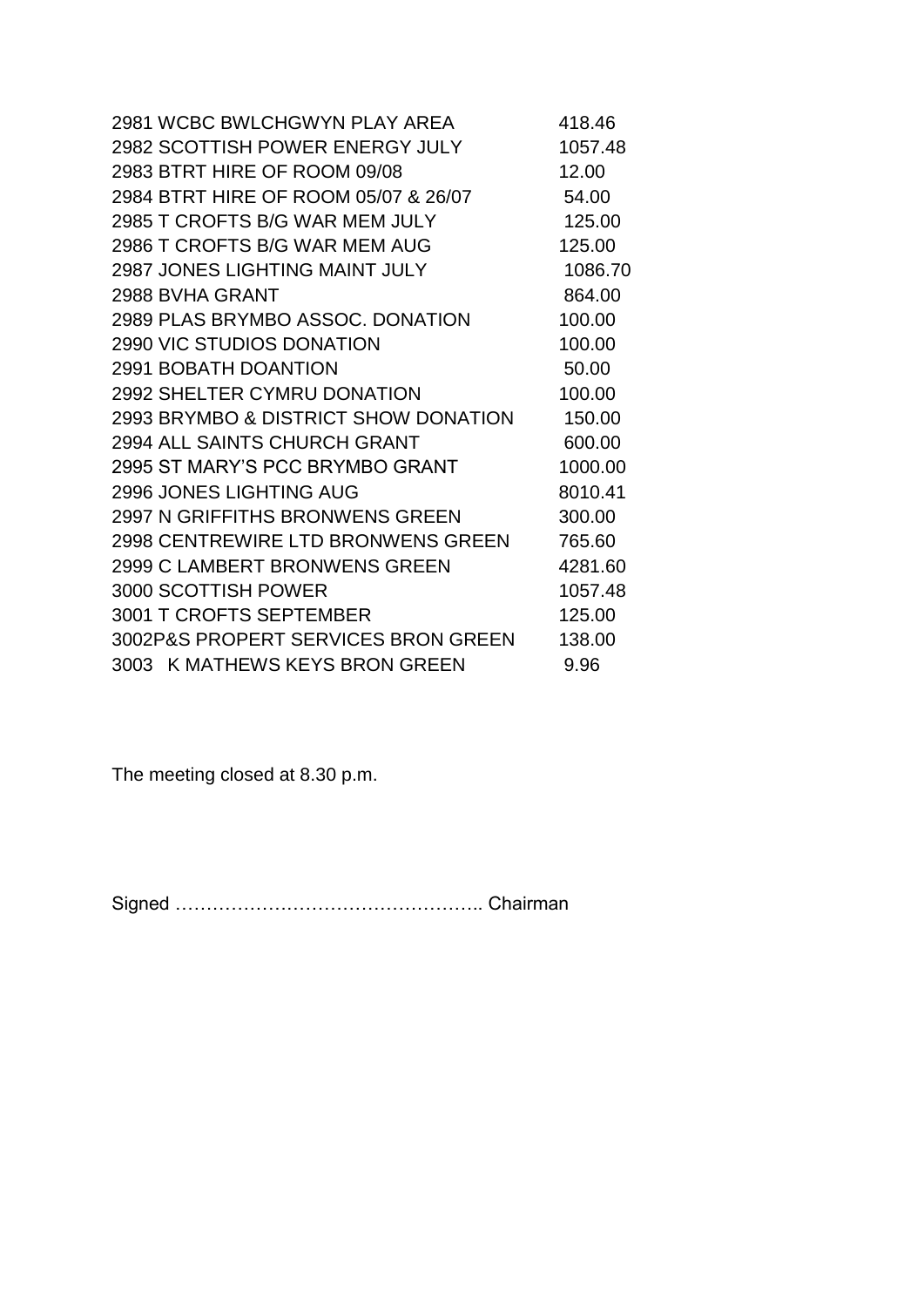| | |
|---|---|
| 2981 WCBC BWLCHGWYN PLAY AREA | 418.46 |
| 2982 SCOTTISH POWER ENERGY JULY | 1057.48 |
| 2983 BTRT HIRE OF ROOM 09/08 | 12.00 |
| 2984 BTRT HIRE OF ROOM 05/07 & 26/07 | 54.00 |
| 2985 T CROFTS B/G WAR MEM JULY | 125.00 |
| 2986 T CROFTS B/G WAR MEM AUG | 125.00 |
| 2987 JONES LIGHTING MAINT JULY | 1086.70 |
| 2988 BVHA GRANT | 864.00 |
| 2989 PLAS BRYMBO ASSOC. DONATION | 100.00 |
| 2990 VIC STUDIOS DONATION | 100.00 |
| 2991 BOBATH DOANTION | 50.00 |
| 2992 SHELTER CYMRU DONATION | 100.00 |
| 2993 BRYMBO & DISTRICT SHOW DONATION | 150.00 |
| 2994 ALL SAINTS CHURCH GRANT | 600.00 |
| 2995 ST MARY'S PCC BRYMBO GRANT | 1000.00 |
| 2996 JONES LIGHTING AUG | 8010.41 |
| 2997 N GRIFFITHS BRONWENS GREEN | 300.00 |
| 2998 CENTREWIRE LTD BRONWENS GREEN | 765.60 |
| 2999 C LAMBERT BRONWENS GREEN | 4281.60 |
| 3000 SCOTTISH POWER | 1057.48 |
| 3001 T CROFTS SEPTEMBER | 125.00 |
| 3002P&S PROPERT SERVICES BRON GREEN | 138.00 |
| 3003 K MATHEWS KEYS BRON GREEN | 9.96 |

The meeting closed at 8.30 p.m.

Signed ………………………………………….. Chairman